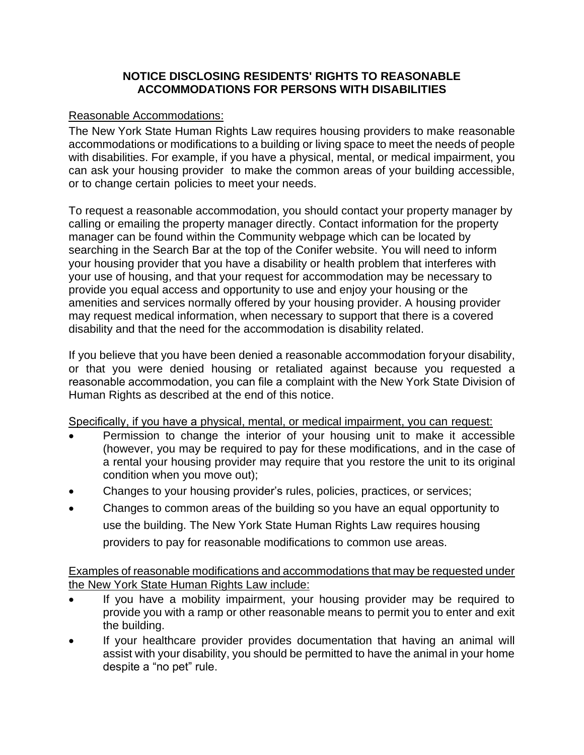# NOTICE DISCLOSING RESIDENTS' RIGHTS TO REASONABLE ACCOMMODATIONS FOR PERSONS WITH DISABILITIES

<u>Reasonable Accommodations:</u>

The New York State Human Rights Law requires housing providers to make reasonable accommodations or modifications to a building or living space to meet the needs of people with disabilities. For example, if you have a physical, mental, or medical impairment, you can ask your housing provider to make the common areas of your building accessible, or to change certain policies to meet your needs.

To request a reasonable accommodation, you should contact your property manager by calling or emailing the property manager directly. Contact information for the property manager can be found within the Community webpage which can be located by searching in the Search Bar at the top of the Conifer website. You will need to inform your housing provider that you have a disability or health problem that interferes with your use of housing, and that your request for accommodation may be necessary to provide you equal access and opportunity to use and enjoy your housing or the amenities and services normally offered by your housing provider. A housing provider may request medical information, when necessary to support that there is a covered disability and that the need for the accommodation is disability related.

If you believe that you have been denied a reasonable accommodation foryour disability, or that you were denied housing or retaliated against because you requested a reasonable accommodation, you can file a complaint with the New York State Division of Human Rights as described at the end of this notice.

<u>Specifically, if you have a physical, mental, or medical impairment, you can request:</u>

- Permission to change the interior of your housing unit to make it accessible (however, you may be required to pay for these modifications, and in the case of a rental your housing provider may require that you restore the unit to its original condition when you move out);
- Changes to your housing provider's rules, policies, practices, or services;
- Changes to common areas of the building so you have an equal opportunity to use the building. The New York State Human Rights Law requires housing providers to pay for reasonable modifications to common use areas.

<u>Examples of reasonable modifications and accommodations that may be requested under the New York State Human Rights Law include:</u>

- If you have a mobility impairment, your housing provider may be required to provide you with a ramp or other reasonable means to permit you to enter and exit the building.
- If your healthcare provider provides documentation that having an animal will assist with your disability, you should be permitted to have the animal in your home despite a "no pet" rule.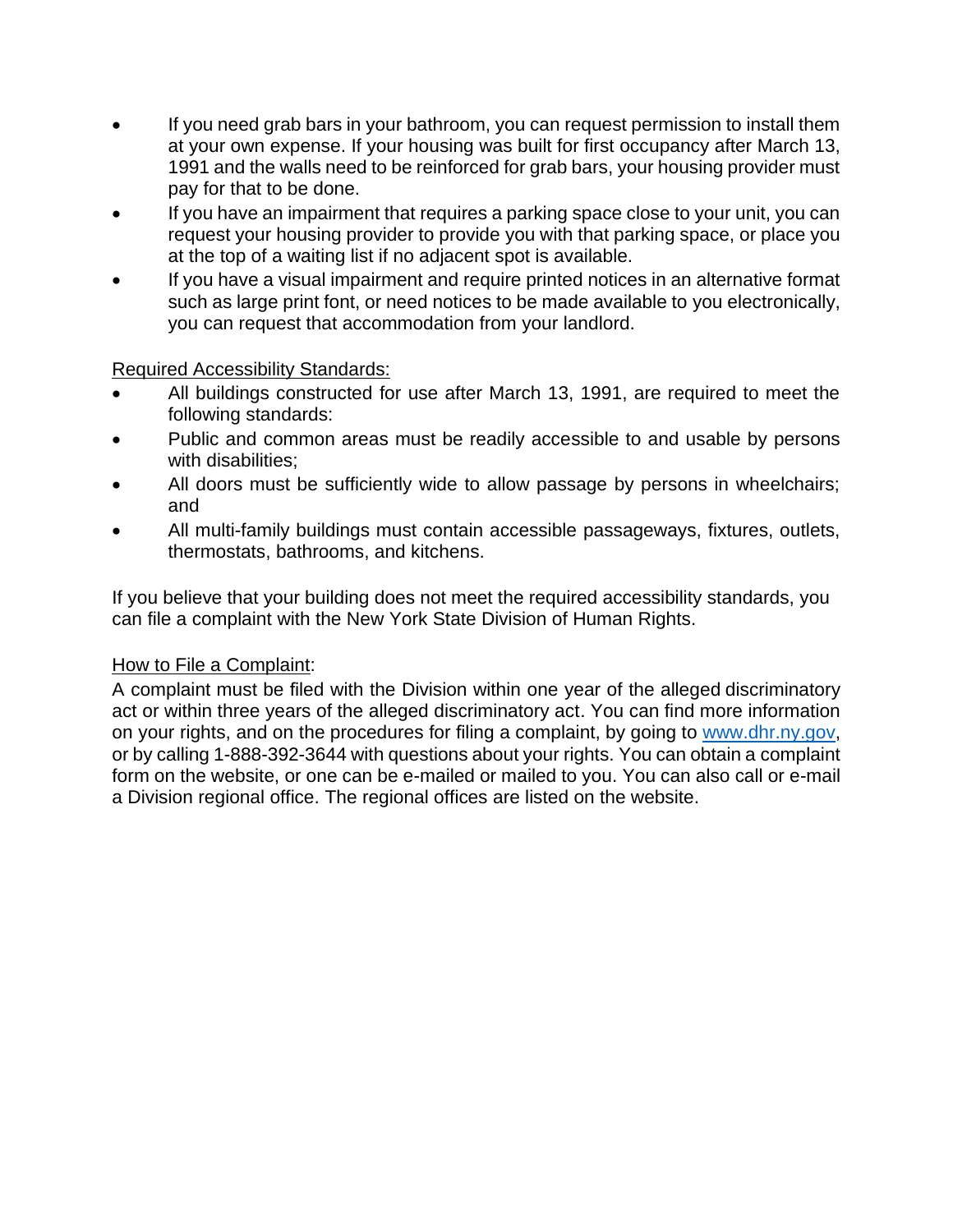- If you need grab bars in your bathroom, you can request permission to install them at your own expense. If your housing was built for first occupancy after March 13, 1991 and the walls need to be reinforced for grab bars, your housing provider must pay for that to be done.
- If you have an impairment that requires a parking space close to your unit, you can request your housing provider to provide you with that parking space, or place you at the top of a waiting list if no adjacent spot is available.
- If you have a visual impairment and require printed notices in an alternative format such as large print font, or need notices to be made available to you electronically, you can request that accommodation from your landlord.

Required Accessibility Standards:

- All buildings constructed for use after March 13, 1991, are required to meet the following standards:
- Public and common areas must be readily accessible to and usable by persons with disabilities;
- All doors must be sufficiently wide to allow passage by persons in wheelchairs; and
- All multi-family buildings must contain accessible passageways, fixtures, outlets, thermostats, bathrooms, and kitchens.

If you believe that your building does not meet the required accessibility standards, you can file a complaint with the New York State Division of Human Rights.

How to File a Complaint:

A complaint must be filed with the Division within one year of the alleged discriminatory act or within three years of the alleged discriminatory act. You can find more information on your rights, and on the procedures for filing a complaint, by going to www.dhr.ny.gov, or by calling 1-888-392-3644 with questions about your rights. You can obtain a complaint form on the website, or one can be e-mailed or mailed to you. You can also call or e-mail a Division regional office. The regional offices are listed on the website.